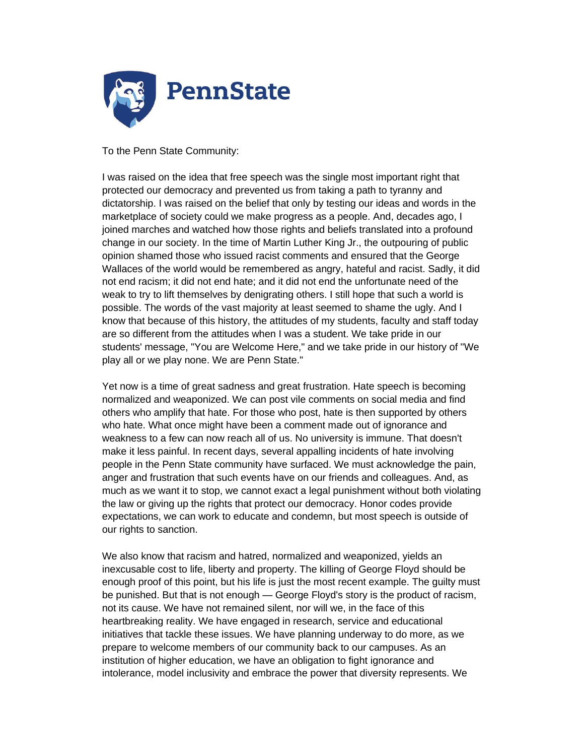PennState

To the Penn State Community:

I was raised on the idea that free speech was the single most important right that protected our democracy and prevented us from taking a path to tyranny and dictatorship. I was raised on the belief that only by testing our ideas and words in the marketplace of society could we make progress as a people. And, decades ago, I joined marches and watched how those rights and beliefs translated into a profound change in our society. In the time of Martin Luther King Jr., the outpouring of public opinion shamed those who issued racist comments and ensured that the George Wallaces of the world would be remembered as angry, hateful and racist. Sadly, it did not end racism; it did not end hate; and it did not end the unfortunate need of the weak to try to lift themselves by denigrating others. I still hope that such a world is possible. The words of the vast majority at least seemed to shame the ugly. And I know that because of this history, the attitudes of my students, faculty and staff today are so different from the attitudes when I was a student. We take pride in our students' message, "You are Welcome Here," and we take pride in our history of "We play all or we play none. We are Penn State."

Yet now is a time of great sadness and great frustration. Hate speech is becoming normalized and weaponized. We can post vile comments on social media and find others who amplify that hate. For those who post, hate is then supported by others who hate. What once might have been a comment made out of ignorance and weakness to a few can now reach all of us. No university is immune. That doesn't make it less painful. In recent days, several appalling incidents of hate involving people in the Penn State community have surfaced. We must acknowledge the pain, anger and frustration that such events have on our friends and colleagues. And, as much as we want it to stop, we cannot exact a legal punishment without both violating the law or giving up the rights that protect our democracy. Honor codes provide expectations, we can work to educate and condemn, but most speech is outside of our rights to sanction.

We also know that racism and hatred, normalized and weaponized, yields an inexcusable cost to life, liberty and property. The killing of George Floyd should be enough proof of this point, but his life is just the most recent example. The guilty must be punished. But that is not enough — George Floyd's story is the product of racism, not its cause. We have not remained silent, nor will we, in the face of this heartbreaking reality. We have engaged in research, service and educational initiatives that tackle these issues. We have planning underway to do more, as we prepare to welcome members of our community back to our campuses. As an institution of higher education, we have an obligation to fight ignorance and intolerance, model inclusivity and embrace the power that diversity represents. We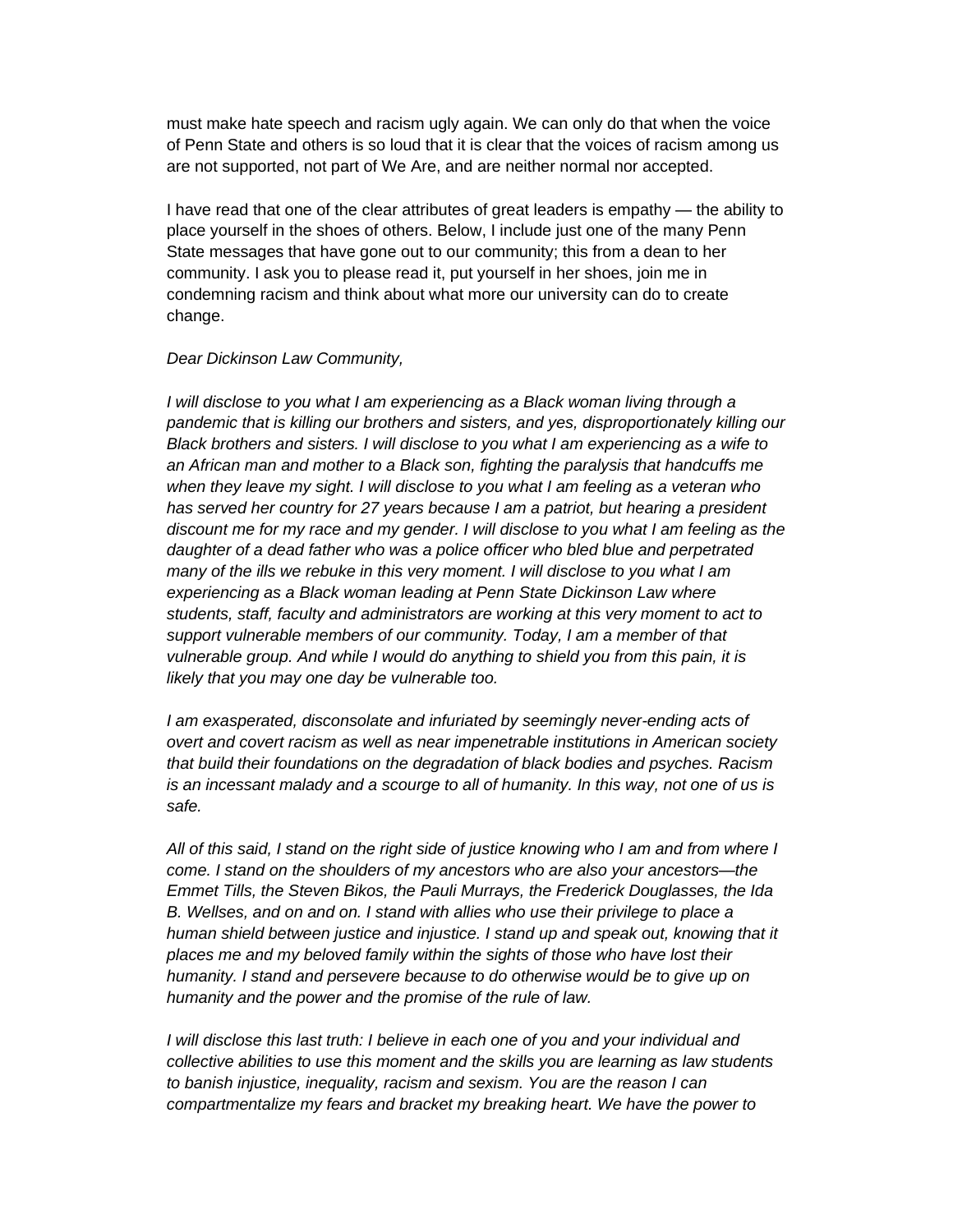must make hate speech and racism ugly again. We can only do that when the voice of Penn State and others is so loud that it is clear that the voices of racism among us are not supported, not part of We Are, and are neither normal nor accepted.

I have read that one of the clear attributes of great leaders is empathy — the ability to place yourself in the shoes of others. Below, I include just one of the many Penn State messages that have gone out to our community; this from a dean to her community. I ask you to please read it, put yourself in her shoes, join me in condemning racism and think about what more our university can do to create change.

*Dear Dickinson Law Community,*

*I will disclose to you what I am experiencing as a Black woman living through a pandemic that is killing our brothers and sisters, and yes, disproportionately killing our Black brothers and sisters. I will disclose to you what I am experiencing as a wife to an African man and mother to a Black son, fighting the paralysis that handcuffs me when they leave my sight. I will disclose to you what I am feeling as a veteran who has served her country for 27 years because I am a patriot, but hearing a president discount me for my race and my gender. I will disclose to you what I am feeling as the daughter of a dead father who was a police officer who bled blue and perpetrated many of the ills we rebuke in this very moment. I will disclose to you what I am experiencing as a Black woman leading at Penn State Dickinson Law where students, staff, faculty and administrators are working at this very moment to act to support vulnerable members of our community. Today, I am a member of that vulnerable group. And while I would do anything to shield you from this pain, it is likely that you may one day be vulnerable too.*

*I am exasperated, disconsolate and infuriated by seemingly never-ending acts of overt and covert racism as well as near impenetrable institutions in American society that build their foundations on the degradation of black bodies and psyches. Racism is an incessant malady and a scourge to all of humanity. In this way, not one of us is safe.*

*All of this said, I stand on the right side of justice knowing who I am and from where I come. I stand on the shoulders of my ancestors who are also your ancestors—the Emmet Tills, the Steven Bikos, the Pauli Murrays, the Frederick Douglasses, the Ida B. Wellses, and on and on. I stand with allies who use their privilege to place a human shield between justice and injustice. I stand up and speak out, knowing that it places me and my beloved family within the sights of those who have lost their humanity. I stand and persevere because to do otherwise would be to give up on humanity and the power and the promise of the rule of law.*

*I will disclose this last truth: I believe in each one of you and your individual and collective abilities to use this moment and the skills you are learning as law students to banish injustice, inequality, racism and sexism. You are the reason I can compartmentalize my fears and bracket my breaking heart. We have the power to*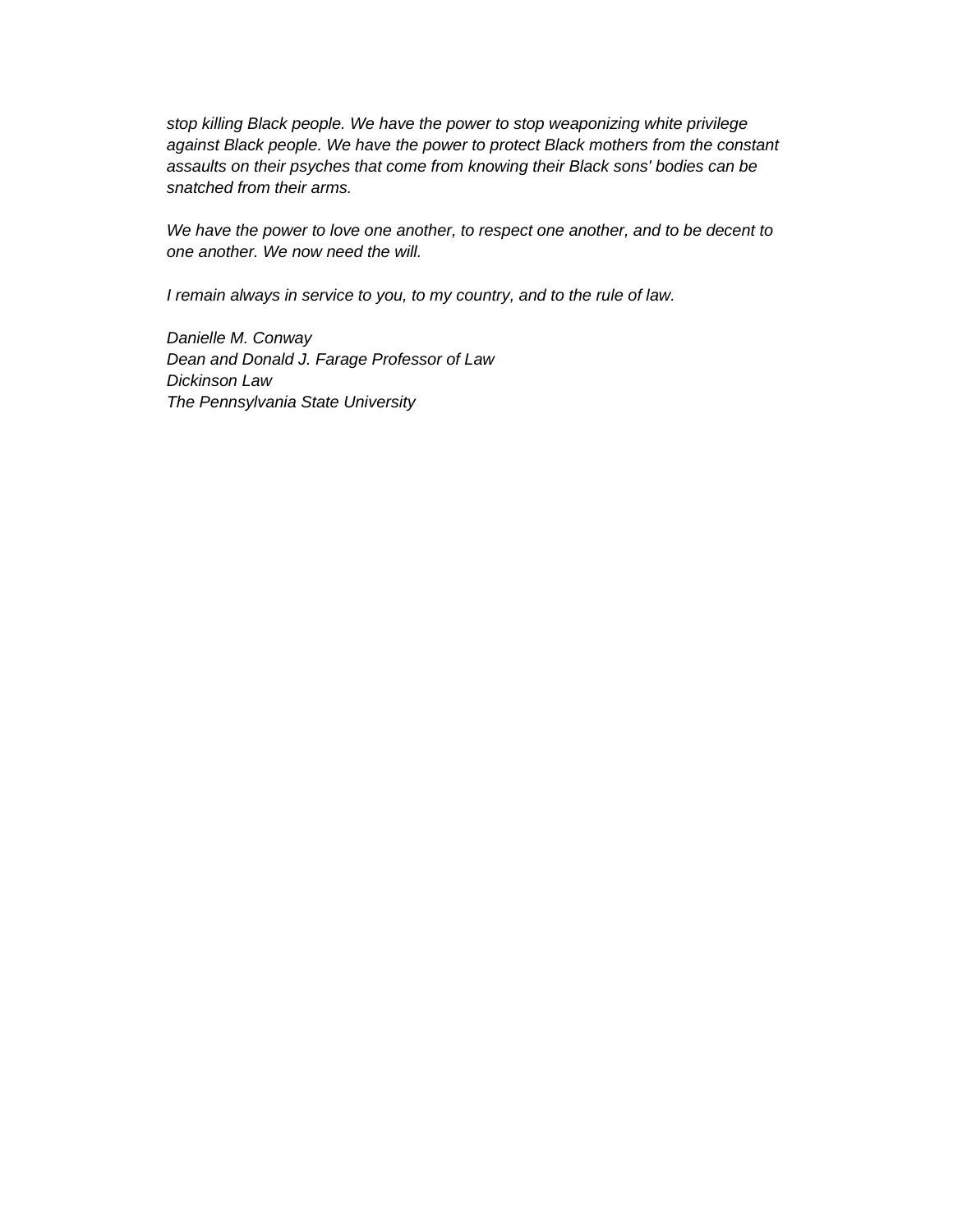*stop killing Black people. We have the power to stop weaponizing white privilege against Black people. We have the power to protect Black mothers from the constant assaults on their psyches that come from knowing their Black sons' bodies can be snatched from their arms.*

*We have the power to love one another, to respect one another, and to be decent to one another. We now need the will.*

*I remain always in service to you, to my country, and to the rule of law.*

*Danielle M. Conway*
*Dean and Donald J. Farage Professor of Law*
*Dickinson Law*
*The Pennsylvania State University*